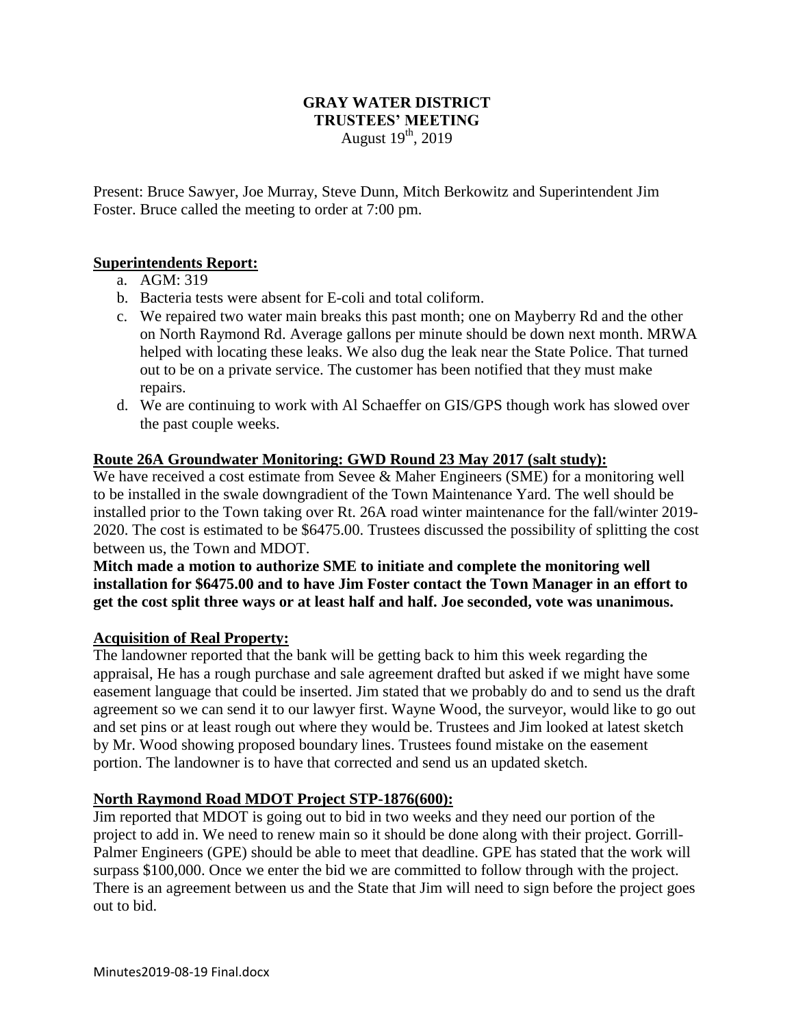# GRAY WATER DISTRICT
## TRUSTEES' MEETING
August 19th, 2019

Present: Bruce Sawyer, Joe Murray, Steve Dunn, Mitch Berkowitz and Superintendent Jim Foster. Bruce called the meeting to order at 7:00 pm.

### Superintendents Report:

a. AGM: 319
b. Bacteria tests were absent for E-coli and total coliform.
c. We repaired two water main breaks this past month; one on Mayberry Rd and the other on North Raymond Rd. Average gallons per minute should be down next month. MRWA helped with locating these leaks. We also dug the leak near the State Police. That turned out to be on a private service. The customer has been notified that they must make repairs.
d. We are continuing to work with Al Schaeffer on GIS/GPS though work has slowed over the past couple weeks.

### Route 26A Groundwater Monitoring: GWD Round 23 May 2017 (salt study):

We have received a cost estimate from Sevee & Maher Engineers (SME) for a monitoring well to be installed in the swale downgradient of the Town Maintenance Yard. The well should be installed prior to the Town taking over Rt. 26A road winter maintenance for the fall/winter 2019-2020. The cost is estimated to be $6475.00. Trustees discussed the possibility of splitting the cost between us, the Town and MDOT.

**Mitch made a motion to authorize SME to initiate and complete the monitoring well installation for $6475.00 and to have Jim Foster contact the Town Manager in an effort to get the cost split three ways or at least half and half. Joe seconded, vote was unanimous.**

### Acquisition of Real Property:

The landowner reported that the bank will be getting back to him this week regarding the appraisal, He has a rough purchase and sale agreement drafted but asked if we might have some easement language that could be inserted. Jim stated that we probably do and to send us the draft agreement so we can send it to our lawyer first. Wayne Wood, the surveyor, would like to go out and set pins or at least rough out where they would be. Trustees and Jim looked at latest sketch by Mr. Wood showing proposed boundary lines. Trustees found mistake on the easement portion. The landowner is to have that corrected and send us an updated sketch.

### North Raymond Road MDOT Project STP-1876(600):

Jim reported that MDOT is going out to bid in two weeks and they need our portion of the project to add in. We need to renew main so it should be done along with their project. Gorrill-Palmer Engineers (GPE) should be able to meet that deadline. GPE has stated that the work will surpass $100,000. Once we enter the bid we are committed to follow through with the project. There is an agreement between us and the State that Jim will need to sign before the project goes out to bid.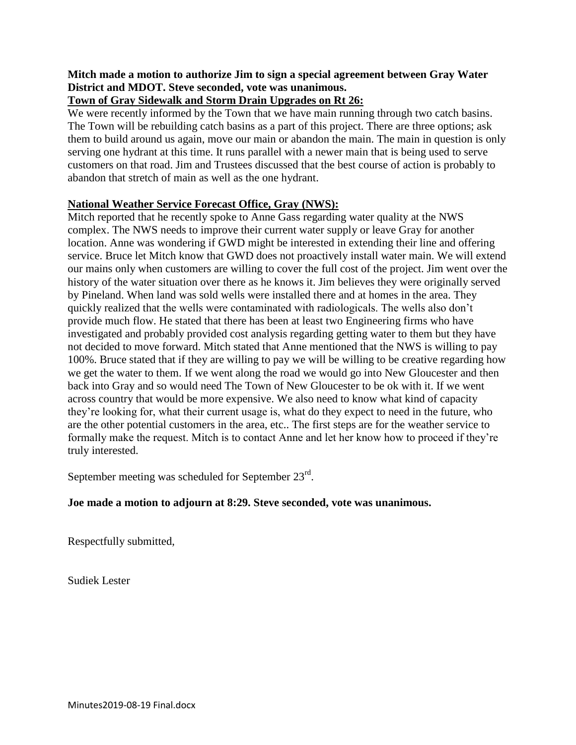**Mitch made a motion to authorize Jim to sign a special agreement between Gray Water District and MDOT. Steve seconded, vote was unanimous.**

**Town of Gray Sidewalk and Storm Drain Upgrades on Rt 26:**

We were recently informed by the Town that we have main running through two catch basins. The Town will be rebuilding catch basins as a part of this project. There are three options; ask them to build around us again, move our main or abandon the main. The main in question is only serving one hydrant at this time. It runs parallel with a newer main that is being used to serve customers on that road. Jim and Trustees discussed that the best course of action is probably to abandon that stretch of main as well as the one hydrant.

**National Weather Service Forecast Office, Gray (NWS):**

Mitch reported that he recently spoke to Anne Gass regarding water quality at the NWS complex. The NWS needs to improve their current water supply or leave Gray for another location. Anne was wondering if GWD might be interested in extending their line and offering service. Bruce let Mitch know that GWD does not proactively install water main. We will extend our mains only when customers are willing to cover the full cost of the project. Jim went over the history of the water situation over there as he knows it. Jim believes they were originally served by Pineland. When land was sold wells were installed there and at homes in the area. They quickly realized that the wells were contaminated with radiologicals. The wells also don't provide much flow. He stated that there has been at least two Engineering firms who have investigated and probably provided cost analysis regarding getting water to them but they have not decided to move forward. Mitch stated that Anne mentioned that the NWS is willing to pay 100%. Bruce stated that if they are willing to pay we will be willing to be creative regarding how we get the water to them. If we went along the road we would go into New Gloucester and then back into Gray and so would need The Town of New Gloucester to be ok with it. If we went across country that would be more expensive. We also need to know what kind of capacity they're looking for, what their current usage is, what do they expect to need in the future, who are the other potential customers in the area, etc.. The first steps are for the weather service to formally make the request. Mitch is to contact Anne and let her know how to proceed if they're truly interested.

September meeting was scheduled for September 23rd.

**Joe made a motion to adjourn at 8:29. Steve seconded, vote was unanimous.**

Respectfully submitted,

Sudiek Lester